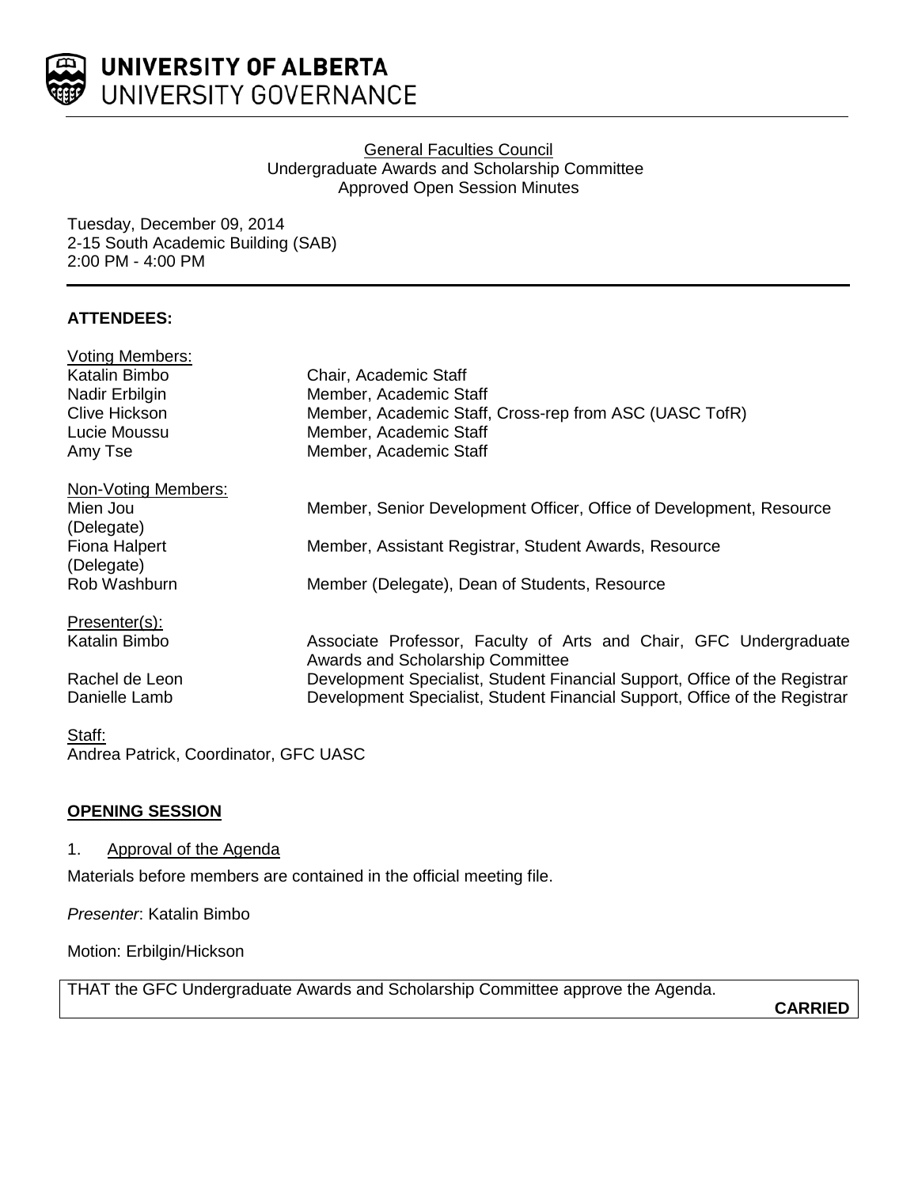# UNIVERSITY OF ALBERTA
## UNIVERSITY GOVERNANCE

General Faculties Council
Undergraduate Awards and Scholarship Committee
Approved Open Session Minutes

Tuesday, December 09, 2014
2-15 South Academic Building (SAB)
2:00 PM - 4:00 PM

**ATTENDEES:**

Voting Members:

| | |
|---|---|
| Katalin Bimbo | Chair, Academic Staff |
| Nadir Erbilgin | Member, Academic Staff |
| Clive Hickson | Member, Academic Staff, Cross-rep from ASC (UASC TofR) |
| Lucie Moussu | Member, Academic Staff |
| Amy Tse | Member, Academic Staff |

Non-Voting Members:

| | |
|---|---|
| Mien Jou (Delegate) | Member, Senior Development Officer, Office of Development, Resource |
| Fiona Halpert (Delegate) | Member, Assistant Registrar, Student Awards, Resource |
| Rob Washburn | Member (Delegate), Dean of Students, Resource |

Presenter(s):

| | |
|---|---|
| Katalin Bimbo | Associate Professor, Faculty of Arts and Chair, GFC Undergraduate Awards and Scholarship Committee |
| Rachel de Leon | Development Specialist, Student Financial Support, Office of the Registrar |
| Danielle Lamb | Development Specialist, Student Financial Support, Office of the Registrar |

Staff:
Andrea Patrick, Coordinator, GFC UASC

**OPENING SESSION**

1. Approval of the Agenda

Materials before members are contained in the official meeting file.

*Presenter*: Katalin Bimbo

Motion: Erbilgin/Hickson

THAT the GFC Undergraduate Awards and Scholarship Committee approve the Agenda.

**CARRIED**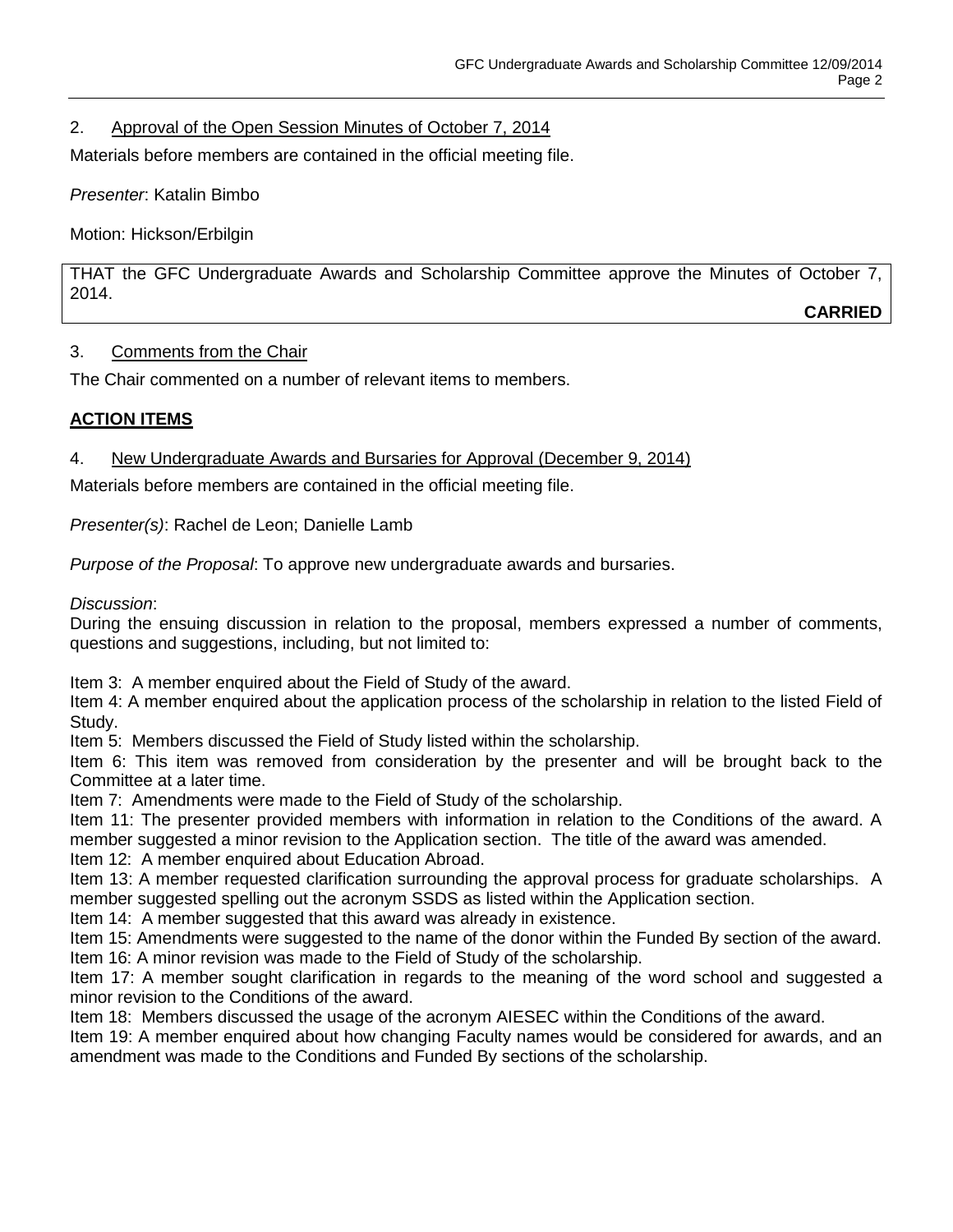## 2. Approval of the Open Session Minutes of October 7, 2014

Materials before members are contained in the official meeting file.

*Presenter*: Katalin Bimbo

Motion: Hickson/Erbilgin

THAT the GFC Undergraduate Awards and Scholarship Committee approve the Minutes of October 7, 2014.

**CARRIED**

## 3. Comments from the Chair

The Chair commented on a number of relevant items to members.

## ACTION ITEMS

## 4. New Undergraduate Awards and Bursaries for Approval (December 9, 2014)

Materials before members are contained in the official meeting file.

*Presenter(s)*: Rachel de Leon; Danielle Lamb

*Purpose of the Proposal*: To approve new undergraduate awards and bursaries.

*Discussion*:
During the ensuing discussion in relation to the proposal, members expressed a number of comments, questions and suggestions, including, but not limited to:

Item 3: A member enquired about the Field of Study of the award.
Item 4: A member enquired about the application process of the scholarship in relation to the listed Field of Study.
Item 5: Members discussed the Field of Study listed within the scholarship.
Item 6: This item was removed from consideration by the presenter and will be brought back to the Committee at a later time.
Item 7: Amendments were made to the Field of Study of the scholarship.
Item 11: The presenter provided members with information in relation to the Conditions of the award. A member suggested a minor revision to the Application section. The title of the award was amended.
Item 12: A member enquired about Education Abroad.
Item 13: A member requested clarification surrounding the approval process for graduate scholarships. A member suggested spelling out the acronym SSDS as listed within the Application section.
Item 14: A member suggested that this award was already in existence.
Item 15: Amendments were suggested to the name of the donor within the Funded By section of the award.
Item 16: A minor revision was made to the Field of Study of the scholarship.
Item 17: A member sought clarification in regards to the meaning of the word school and suggested a minor revision to the Conditions of the award.
Item 18: Members discussed the usage of the acronym AIESEC within the Conditions of the award.
Item 19: A member enquired about how changing Faculty names would be considered for awards, and an amendment was made to the Conditions and Funded By sections of the scholarship.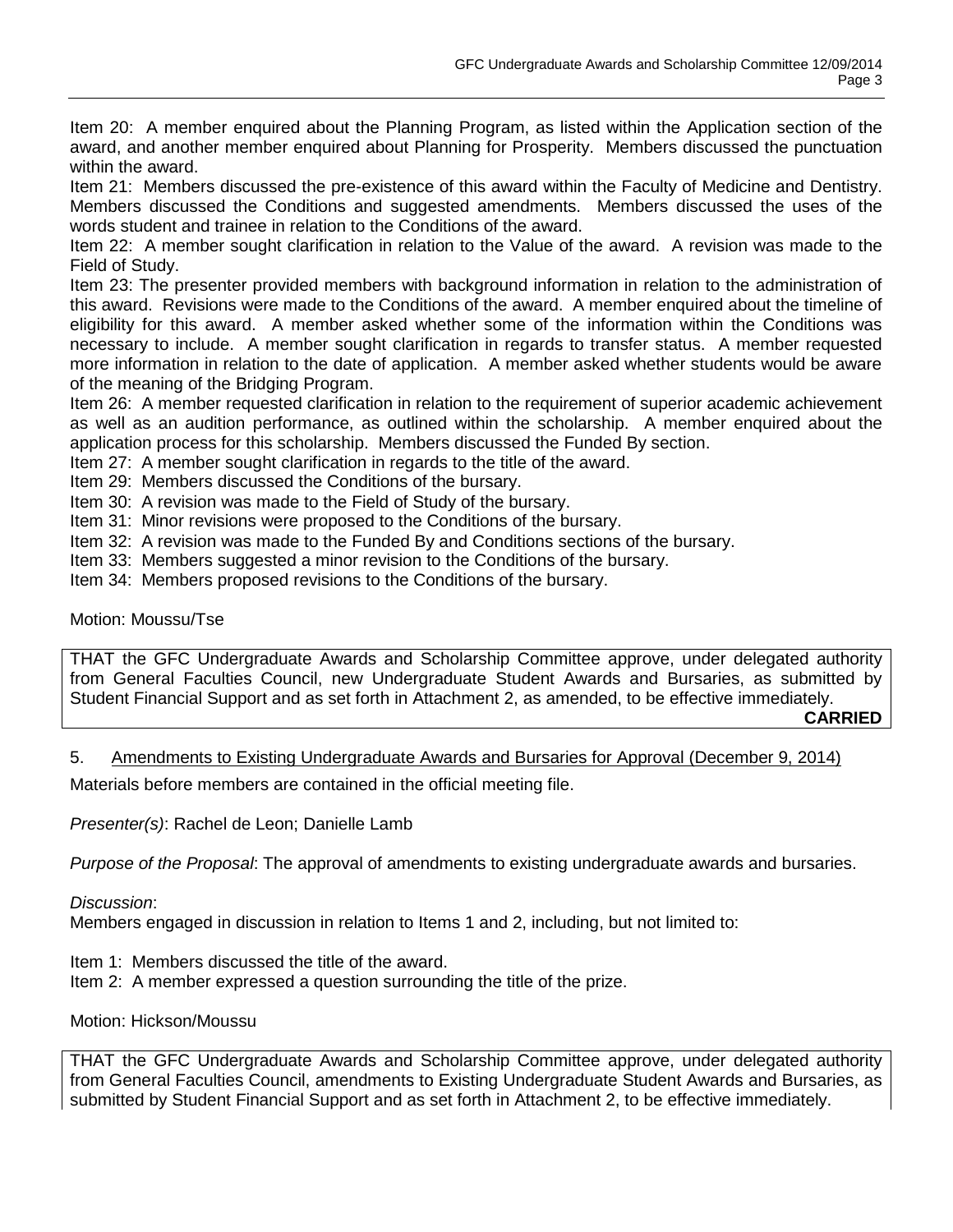Item 20: A member enquired about the Planning Program, as listed within the Application section of the award, and another member enquired about Planning for Prosperity. Members discussed the punctuation within the award.

Item 21: Members discussed the pre-existence of this award within the Faculty of Medicine and Dentistry. Members discussed the Conditions and suggested amendments. Members discussed the uses of the words student and trainee in relation to the Conditions of the award.

Item 22: A member sought clarification in relation to the Value of the award. A revision was made to the Field of Study.

Item 23: The presenter provided members with background information in relation to the administration of this award. Revisions were made to the Conditions of the award. A member enquired about the timeline of eligibility for this award. A member asked whether some of the information within the Conditions was necessary to include. A member sought clarification in regards to transfer status. A member requested more information in relation to the date of application. A member asked whether students would be aware of the meaning of the Bridging Program.

Item 26: A member requested clarification in relation to the requirement of superior academic achievement as well as an audition performance, as outlined within the scholarship. A member enquired about the application process for this scholarship. Members discussed the Funded By section.

Item 27: A member sought clarification in regards to the title of the award.

Item 29: Members discussed the Conditions of the bursary.

Item 30: A revision was made to the Field of Study of the bursary.

Item 31: Minor revisions were proposed to the Conditions of the bursary.

Item 32: A revision was made to the Funded By and Conditions sections of the bursary.

Item 33: Members suggested a minor revision to the Conditions of the bursary.

Item 34: Members proposed revisions to the Conditions of the bursary.

Motion: Moussu/Tse

THAT the GFC Undergraduate Awards and Scholarship Committee approve, under delegated authority from General Faculties Council, new Undergraduate Student Awards and Bursaries, as submitted by Student Financial Support and as set forth in Attachment 2, as amended, to be effective immediately.

**CARRIED**

5. Amendments to Existing Undergraduate Awards and Bursaries for Approval (December 9, 2014)

Materials before members are contained in the official meeting file.

*Presenter(s)*: Rachel de Leon; Danielle Lamb

*Purpose of the Proposal*: The approval of amendments to existing undergraduate awards and bursaries.

*Discussion*:

Members engaged in discussion in relation to Items 1 and 2, including, but not limited to:

Item 1: Members discussed the title of the award.

Item 2: A member expressed a question surrounding the title of the prize.

Motion: Hickson/Moussu

THAT the GFC Undergraduate Awards and Scholarship Committee approve, under delegated authority from General Faculties Council, amendments to Existing Undergraduate Student Awards and Bursaries, as submitted by Student Financial Support and as set forth in Attachment 2, to be effective immediately.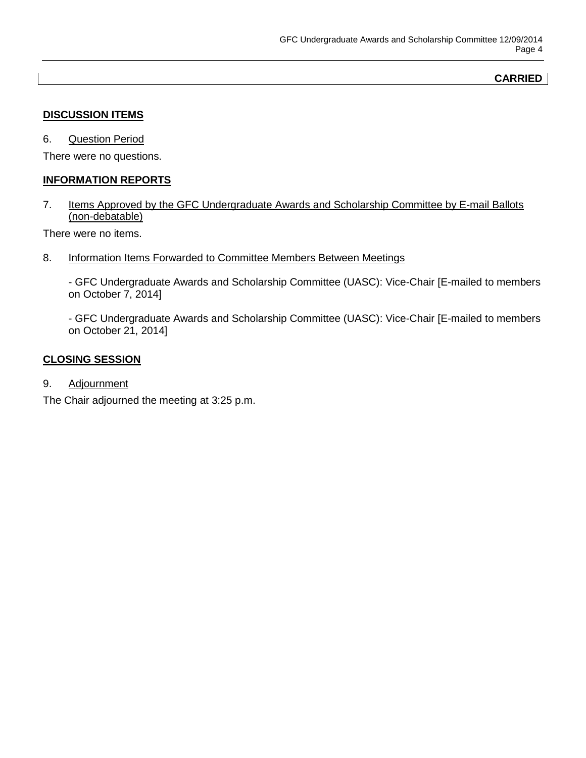**CARRIED**

**DISCUSSION ITEMS**

6. Question Period

There were no questions.

**INFORMATION REPORTS**

7. Items Approved by the GFC Undergraduate Awards and Scholarship Committee by E-mail Ballots (non-debatable)

There were no items.

8. Information Items Forwarded to Committee Members Between Meetings

   - GFC Undergraduate Awards and Scholarship Committee (UASC): Vice-Chair [E-mailed to members on October 7, 2014]

   - GFC Undergraduate Awards and Scholarship Committee (UASC): Vice-Chair [E-mailed to members on October 21, 2014]

**CLOSING SESSION**

9. Adjournment

The Chair adjourned the meeting at 3:25 p.m.